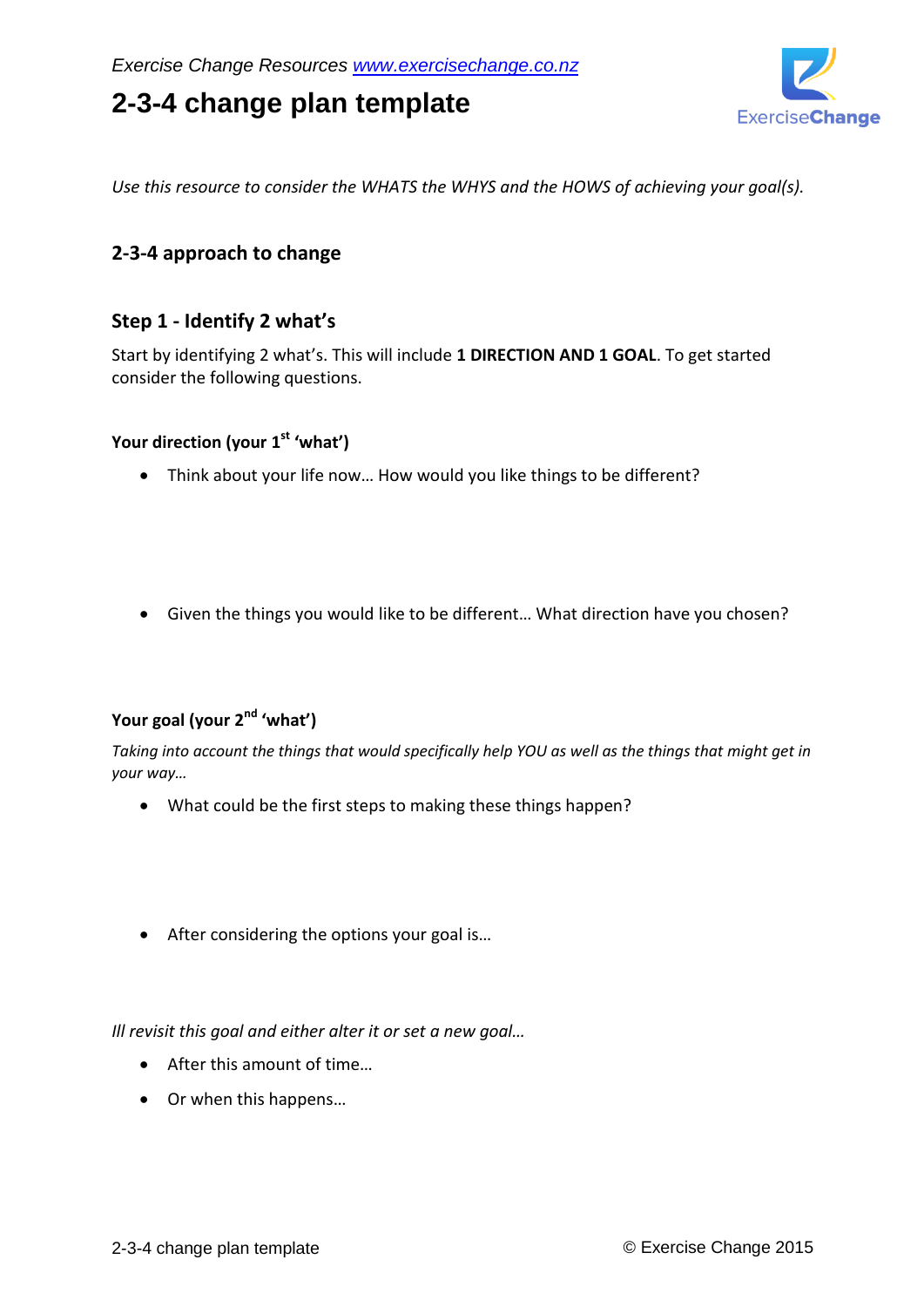*Exercise Change Resources [www.exercisechange.co.nz](http://www.exercisechange.co.nz)*

# 2-3-4 change plan template

*Use this resource to consider the WHATS the WHYS and the HOWS of achieving your goal(s).*

## 2-3-4 approach to change

## Step 1 - Identify 2 what's

Start by identifying 2 what's. This will include **1 DIRECTION AND 1 GOAL**. To get started consider the following questions.

### Your direction (your 1st 'what')

- Think about your life now… How would you like things to be different?

- Given the things you would like to be different… What direction have you chosen?

### Your goal (your 2nd 'what')

*Taking into account the things that would specifically help YOU as well as the things that might get in your way…*

- What could be the first steps to making these things happen?

- After considering the options your goal is…

*Ill revisit this goal and either alter it or set a new goal…*

- After this amount of time…
- Or when this happens…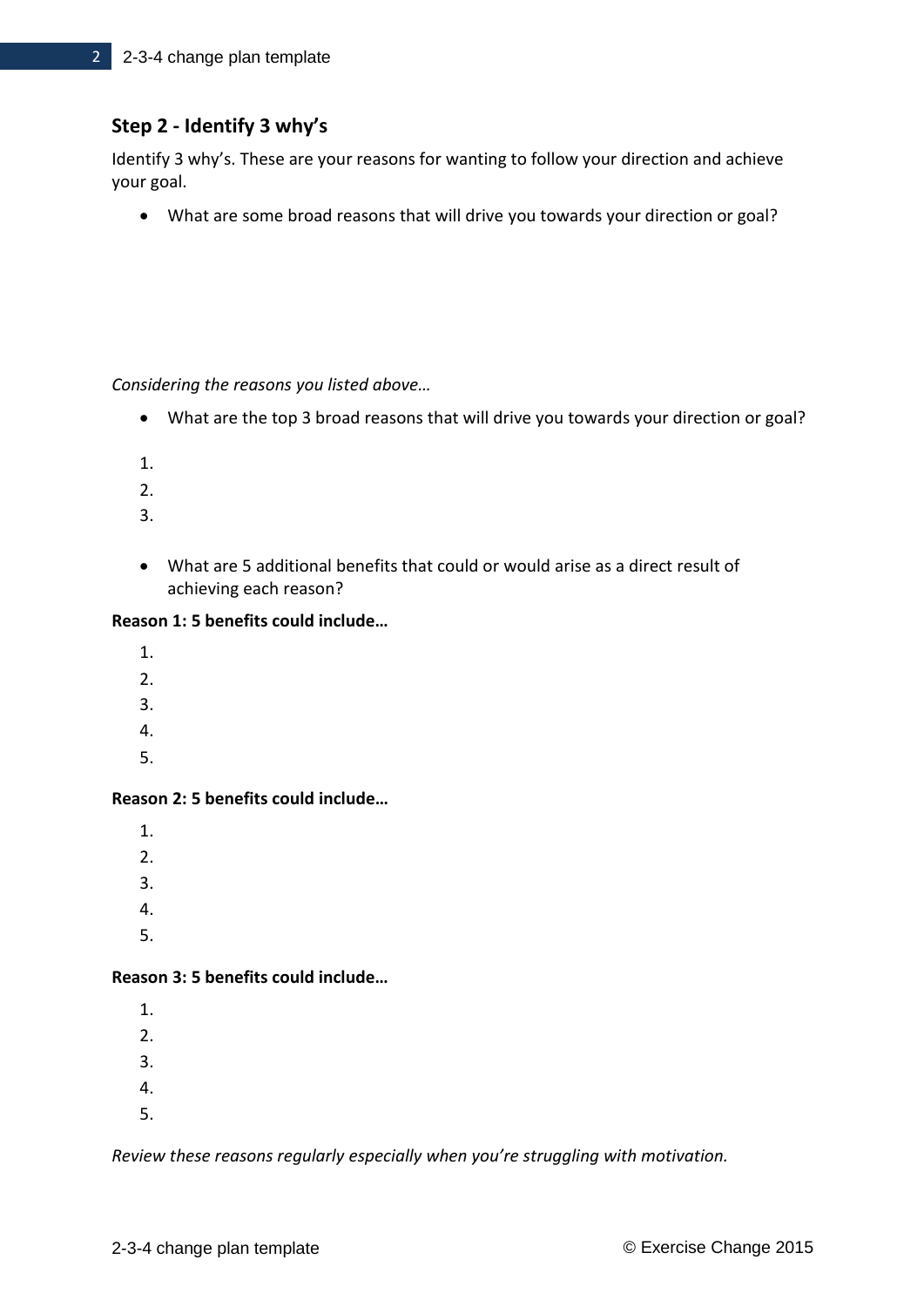## Step 2 - Identify 3 why's

Identify 3 why's. These are your reasons for wanting to follow your direction and achieve your goal.

- What are some broad reasons that will drive you towards your direction or goal?

*Considering the reasons you listed above…*

- What are the top 3 broad reasons that will drive you towards your direction or goal?

1.
2.
3.

- What are 5 additional benefits that could or would arise as a direct result of achieving each reason?

**Reason 1: 5 benefits could include…**

1.
2.
3.
4.
5.

**Reason 2: 5 benefits could include…**

1.
2.
3.
4.
5.

**Reason 3: 5 benefits could include…**

1.
2.
3.
4.
5.

*Review these reasons regularly especially when you're struggling with motivation.*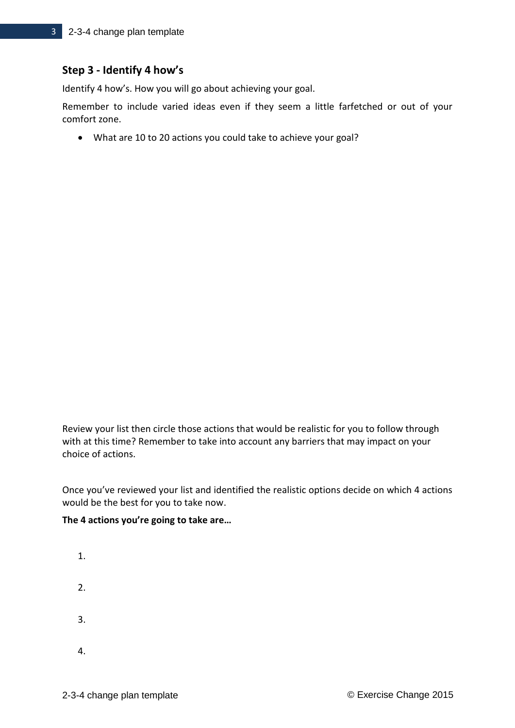### Step 3 - Identify 4 how's

Identify 4 how's. How you will go about achieving your goal.

Remember to include varied ideas even if they seem a little farfetched or out of your comfort zone.

- What are 10 to 20 actions you could take to achieve your goal?

Review your list then circle those actions that would be realistic for you to follow through with at this time? Remember to take into account any barriers that may impact on your choice of actions.

Once you've reviewed your list and identified the realistic options decide on which 4 actions would be the best for you to take now.

**The 4 actions you're going to take are…**

1.
2.
3.
4.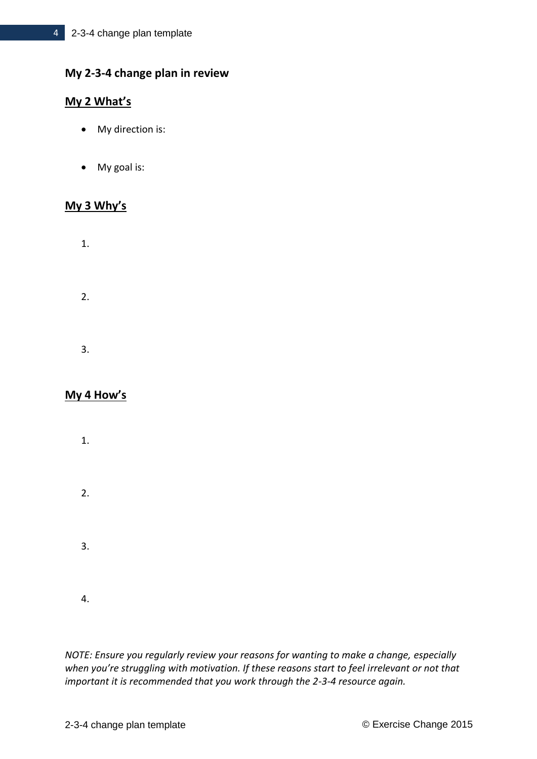**My 2-3-4 change plan in review**

**<u>My 2 What's</u>**

- My direction is:

- My goal is:

**<u>My 3 Why's</u>**

1.

2.

3.

**<u>My 4 How's</u>**

1.

2.

3.

4.

*NOTE: Ensure you regularly review your reasons for wanting to make a change, especially when you're struggling with motivation. If these reasons start to feel irrelevant or not that important it is recommended that you work through the 2-3-4 resource again.*